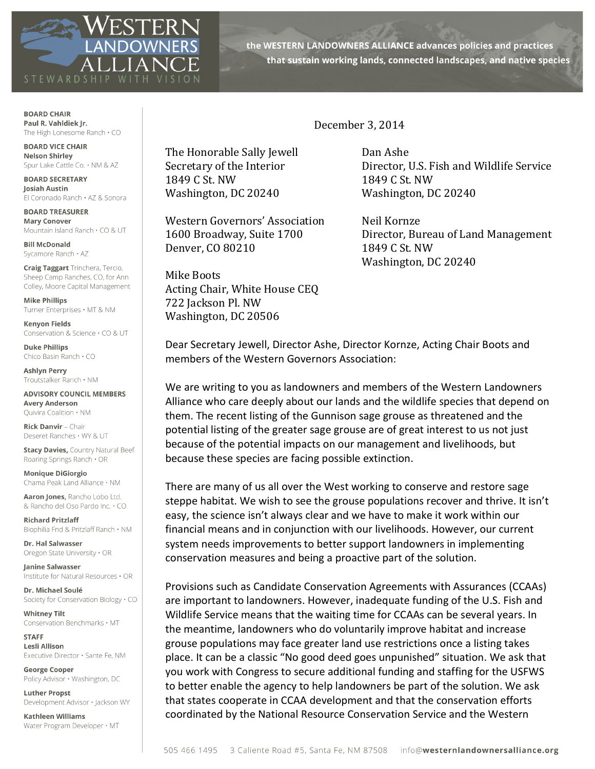# WESTERN LANDOWNERS ALLIANCE

STEWARDSHIP WITH VISION

**the WESTERN LANDOWNERS ALLIANCE advances policies and practices that sustain working lands, connected landscapes, and native species**

**BOARD CHAIR**
**Paul R. Vahldiek Jr.**
The High Lonesome Ranch • CO

**BOARD VICE CHAIR**
**Nelson Shirley**
Spur Lake Cattle Co. • NM & AZ

**BOARD SECRETARY**
**Josiah Austin**
El Coronado Ranch • AZ & Sonora

**BOARD TREASURER**
**Mary Conover**
Mountain Island Ranch • CO & UT

**Bill McDonald**
Sycamore Ranch • AZ

**Craig Taggart** Trinchera, Tercio, Sheep Camp Ranches, CO, for Ann Colley, Moore Capital Management

**Mike Phillips**
Turner Enterprises • MT & NM

**Kenyon Fields**
Conservation & Science • CO & UT

**Duke Phillips**
Chico Basin Ranch • CO

**Ashlyn Perry**
Troutstalker Ranch • NM

**ADVISORY COUNCIL MEMBERS**
**Avery Anderson**
Quivira Coalition • NM

**Rick Danvir** – Chair
Deseret Ranches • WY & UT

**Stacy Davies,** Country Natural Beef
Roaring Springs Ranch • OR

**Monique DiGiorgio**
Chama Peak Land Alliance • NM

**Aaron Jones,** Rancho Lobo Ltd. & Rancho del Oso Pardo Inc. • CO

**Richard Pritzlaff**
Biophilia Fnd & Pritzlaff Ranch • NM

**Dr. Hal Salwasser**
Oregon State University • OR

**Janine Salwasser**
Institute for Natural Resources • OR

**Dr. Michael Soulé**
Society for Conservation Biology • CO

**Whitney Tilt**
Conservation Benchmarks • MT

**STAFF**
**Lesli Allison**
Executive Director • Sante Fe, NM

**George Cooper**
Policy Advisor • Washington, DC

**Luther Propst**
Development Advisor • Jackson WY

**Kathleen Williams**
Water Program Developer • MT

December 3, 2014

The Honorable Sally Jewell
Secretary of the Interior
1849 C St. NW
Washington, DC 20240

Dan Ashe
Director, U.S. Fish and Wildlife Service
1849 C St. NW
Washington, DC 20240

Western Governors' Association
1600 Broadway, Suite 1700
Denver, CO 80210

Neil Kornze
Director, Bureau of Land Management
1849 C St. NW
Washington, DC 20240

Mike Boots
Acting Chair, White House CEQ
722 Jackson Pl. NW
Washington, DC 20506

Dear Secretary Jewell, Director Ashe, Director Kornze, Acting Chair Boots and members of the Western Governors Association:

We are writing to you as landowners and members of the Western Landowners Alliance who care deeply about our lands and the wildlife species that depend on them. The recent listing of the Gunnison sage grouse as threatened and the potential listing of the greater sage grouse are of great interest to us not just because of the potential impacts on our management and livelihoods, but because these species are facing possible extinction.

There are many of us all over the West working to conserve and restore sage steppe habitat. We wish to see the grouse populations recover and thrive. It isn't easy, the science isn't always clear and we have to make it work within our financial means and in conjunction with our livelihoods. However, our current system needs improvements to better support landowners in implementing conservation measures and being a proactive part of the solution.

Provisions such as Candidate Conservation Agreements with Assurances (CCAAs) are important to landowners. However, inadequate funding of the U.S. Fish and Wildlife Service means that the waiting time for CCAAs can be several years. In the meantime, landowners who do voluntarily improve habitat and increase grouse populations may face greater land use restrictions once a listing takes place. It can be a classic "No good deed goes unpunished" situation. We ask that you work with Congress to secure additional funding and staffing for the USFWS to better enable the agency to help landowners be part of the solution. We ask that states cooperate in CCAA development and that the conservation efforts coordinated by the National Resource Conservation Service and the Western

505 466 1495   3 Caliente Road #5, Santa Fe, NM 87508   info@westernlandownersalliance.org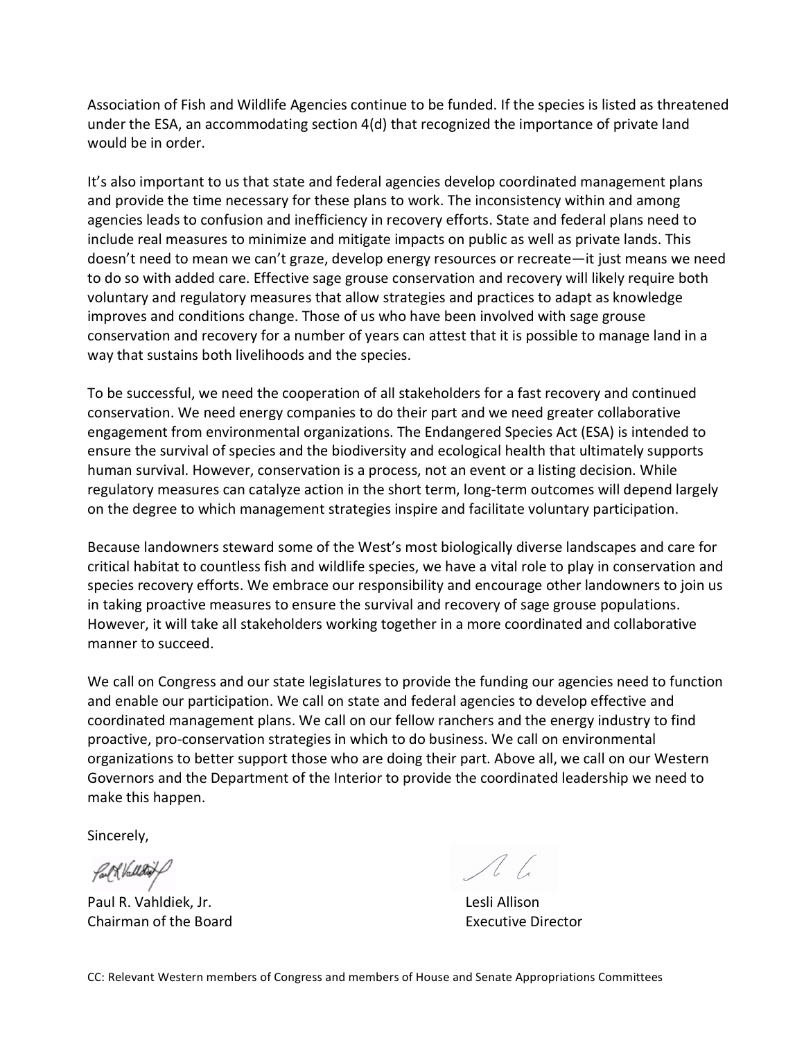Association of Fish and Wildlife Agencies continue to be funded. If the species is listed as threatened under the ESA, an accommodating section 4(d) that recognized the importance of private land would be in order.

It's also important to us that state and federal agencies develop coordinated management plans and provide the time necessary for these plans to work. The inconsistency within and among agencies leads to confusion and inefficiency in recovery efforts. State and federal plans need to include real measures to minimize and mitigate impacts on public as well as private lands. This doesn't need to mean we can't graze, develop energy resources or recreate—it just means we need to do so with added care. Effective sage grouse conservation and recovery will likely require both voluntary and regulatory measures that allow strategies and practices to adapt as knowledge improves and conditions change. Those of us who have been involved with sage grouse conservation and recovery for a number of years can attest that it is possible to manage land in a way that sustains both livelihoods and the species.

To be successful, we need the cooperation of all stakeholders for a fast recovery and continued conservation. We need energy companies to do their part and we need greater collaborative engagement from environmental organizations. The Endangered Species Act (ESA) is intended to ensure the survival of species and the biodiversity and ecological health that ultimately supports human survival. However, conservation is a process, not an event or a listing decision. While regulatory measures can catalyze action in the short term, long-term outcomes will depend largely on the degree to which management strategies inspire and facilitate voluntary participation.

Because landowners steward some of the West's most biologically diverse landscapes and care for critical habitat to countless fish and wildlife species, we have a vital role to play in conservation and species recovery efforts. We embrace our responsibility and encourage other landowners to join us in taking proactive measures to ensure the survival and recovery of sage grouse populations. However, it will take all stakeholders working together in a more coordinated and collaborative manner to succeed.

We call on Congress and our state legislatures to provide the funding our agencies need to function and enable our participation. We call on state and federal agencies to develop effective and coordinated management plans. We call on our fellow ranchers and the energy industry to find proactive, pro-conservation strategies in which to do business. We call on environmental organizations to better support those who are doing their part. Above all, we call on our Western Governors and the Department of the Interior to provide the coordinated leadership we need to make this happen.

Sincerely,

Paul R. Vahldiek, Jr.
Chairman of the Board

Lesli Allison
Executive Director

CC: Relevant Western members of Congress and members of House and Senate Appropriations Committees